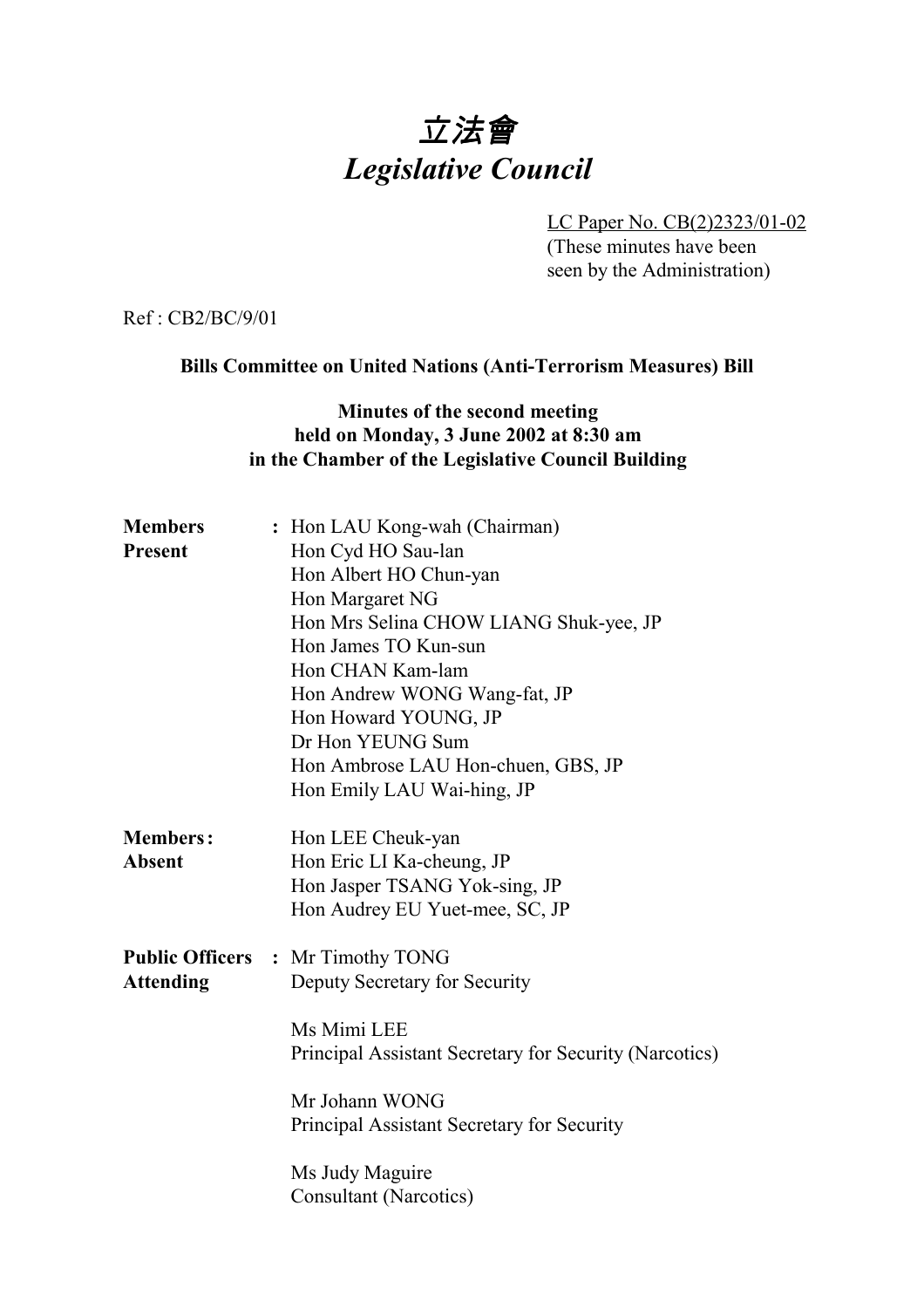# *立法會*
# *Legislative Council*

LC Paper No. CB(2)2323/01-02
(These minutes have been seen by the Administration)

Ref : CB2/BC/9/01

**Bills Committee on United Nations (Anti-Terrorism Measures) Bill**

**Minutes of the second meeting**
**held on Monday, 3 June 2002 at 8:30 am**
**in the Chamber of the Legislative Council Building**

| | |
|---|---|
| **Members Present** | : Hon LAU Kong-wah (Chairman)<br>Hon Cyd HO Sau-lan<br>Hon Albert HO Chun-yan<br>Hon Margaret NG<br>Hon Mrs Selina CHOW LIANG Shuk-yee, JP<br>Hon James TO Kun-sun<br>Hon CHAN Kam-lam<br>Hon Andrew WONG Wang-fat, JP<br>Hon Howard YOUNG, JP<br>Dr Hon YEUNG Sum<br>Hon Ambrose LAU Hon-chuen, GBS, JP<br>Hon Emily LAU Wai-hing, JP |
| **Members: Absent** | Hon LEE Cheuk-yan<br>Hon Eric LI Ka-cheung, JP<br>Hon Jasper TSANG Yok-sing, JP<br>Hon Audrey EU Yuet-mee, SC, JP |
| **Public Officers Attending** | : Mr Timothy TONG<br>Deputy Secretary for Security<br><br>Ms Mimi LEE<br>Principal Assistant Secretary for Security (Narcotics)<br><br>Mr Johann WONG<br>Principal Assistant Secretary for Security<br><br>Ms Judy Maguire<br>Consultant (Narcotics) |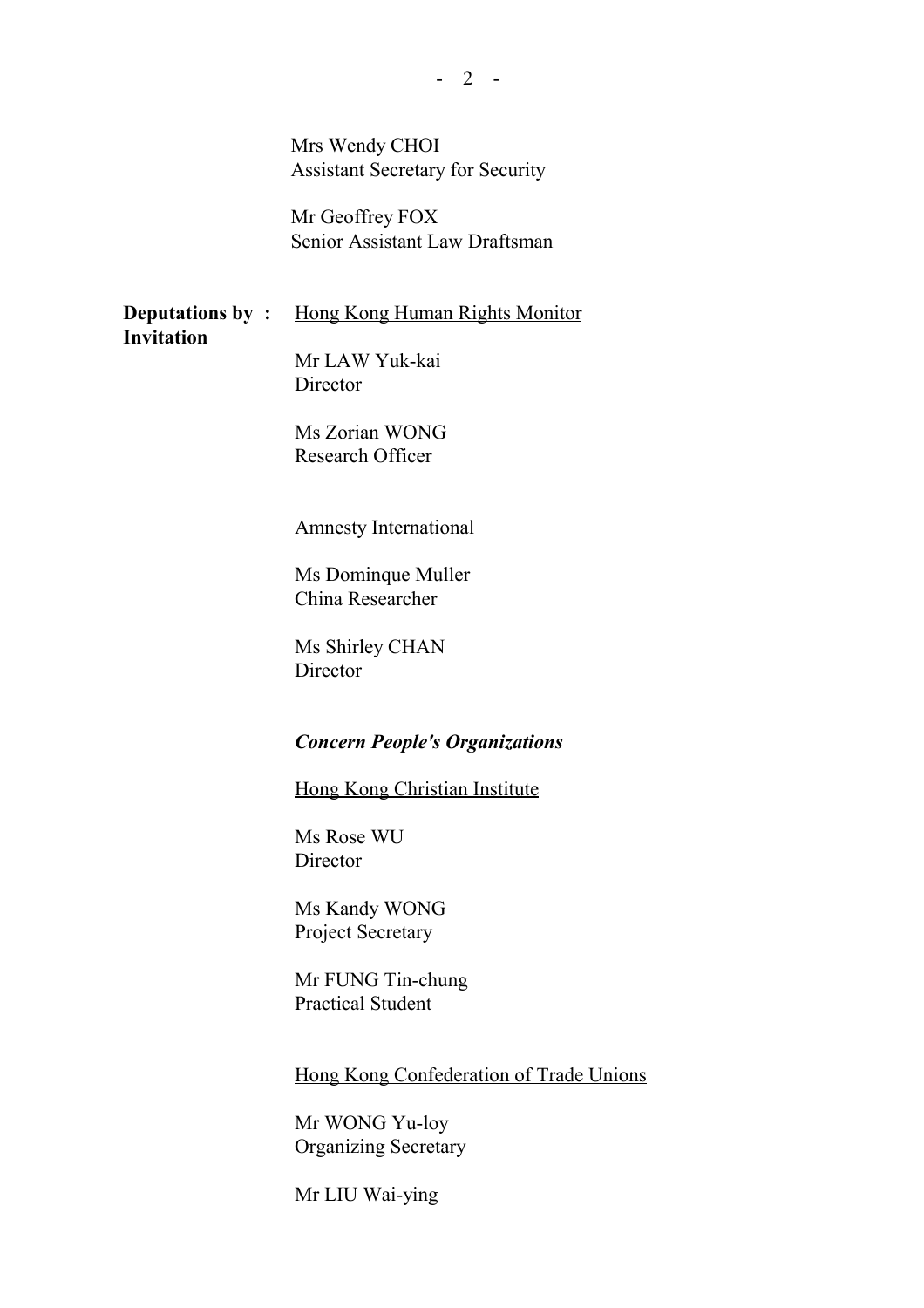Mrs Wendy CHOI
Assistant Secretary for Security

Mr Geoffrey FOX
Senior Assistant Law Draftsman

**Deputations by Invitation :**

Hong Kong Human Rights Monitor

Mr LAW Yuk-kai
Director

Ms Zorian WONG
Research Officer

Amnesty International

Ms Dominque Muller
China Researcher

Ms Shirley CHAN
Director

***Concern People's Organizations***

Hong Kong Christian Institute

Ms Rose WU
Director

Ms Kandy WONG
Project Secretary

Mr FUNG Tin-chung
Practical Student

Hong Kong Confederation of Trade Unions

Mr WONG Yu-loy
Organizing Secretary

Mr LIU Wai-ying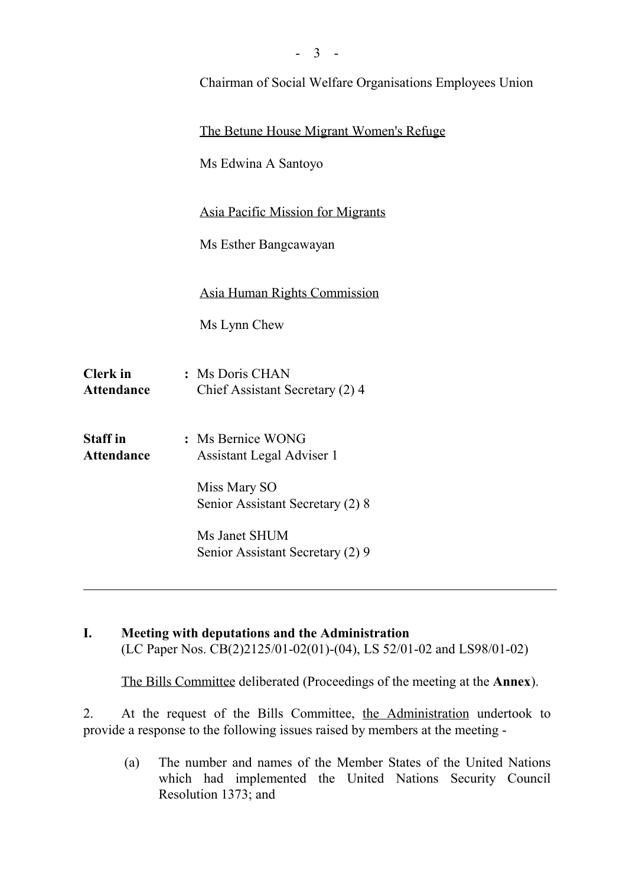Chairman of Social Welfare Organisations Employees Union

The Betune House Migrant Women's Refuge

Ms Edwina A Santoyo

Asia Pacific Mission for Migrants

Ms Esther Bangcawayan

Asia Human Rights Commission

Ms Lynn Chew

**Clerk in Attendance** : Ms Doris CHAN
Chief Assistant Secretary (2) 4

**Staff in Attendance** : Ms Bernice WONG
Assistant Legal Adviser 1

Miss Mary SO
Senior Assistant Secretary (2) 8

Ms Janet SHUM
Senior Assistant Secretary (2) 9

---

## I. Meeting with deputations and the Administration

(LC Paper Nos. CB(2)2125/01-02(01)-(04), LS 52/01-02 and LS98/01-02)

The Bills Committee deliberated (Proceedings of the meeting at the **Annex**).

2. At the request of the Bills Committee, the Administration undertook to provide a response to the following issues raised by members at the meeting -

(a) The number and names of the Member States of the United Nations which had implemented the United Nations Security Council Resolution 1373; and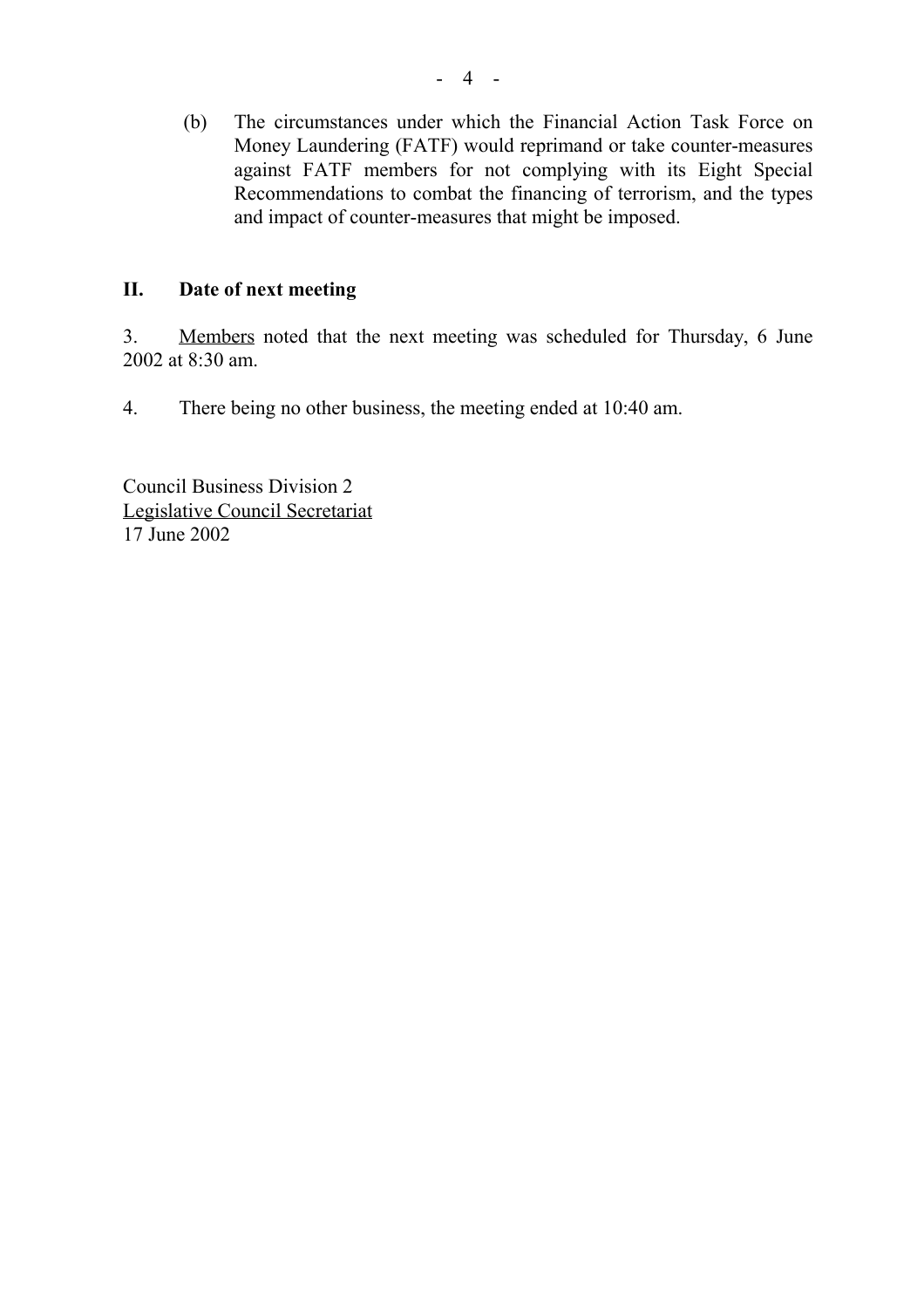(b) The circumstances under which the Financial Action Task Force on Money Laundering (FATF) would reprimand or take counter-measures against FATF members for not complying with its Eight Special Recommendations to combat the financing of terrorism, and the types and impact of counter-measures that might be imposed.

## II. Date of next meeting

3. Members noted that the next meeting was scheduled for Thursday, 6 June 2002 at 8:30 am.

4. There being no other business, the meeting ended at 10:40 am.

Council Business Division 2
Legislative Council Secretariat
17 June 2002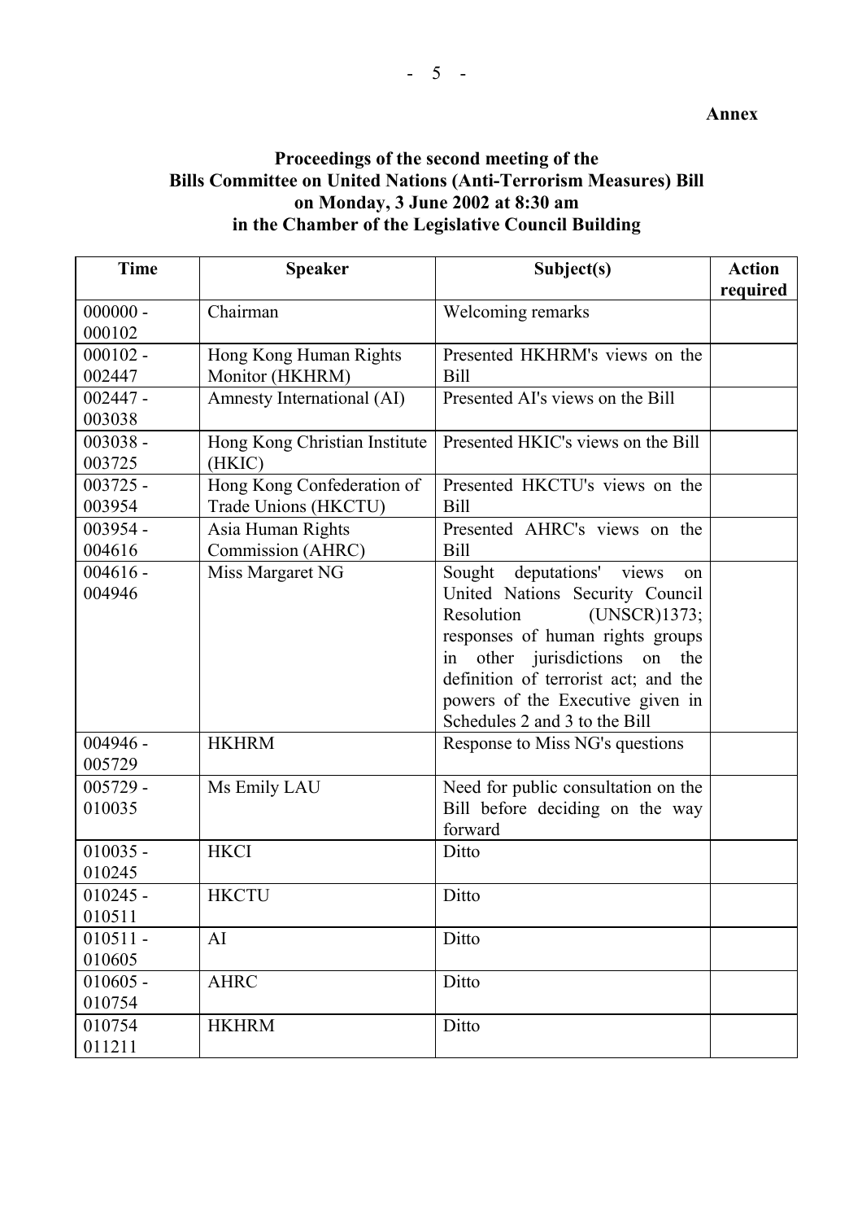**Annex**

**Proceedings of the second meeting of the Bills Committee on United Nations (Anti-Terrorism Measures) Bill on Monday, 3 June 2002 at 8:30 am in the Chamber of the Legislative Council Building**

| Time | Speaker | Subject(s) | Action required |
|---|---|---|---|
| 000000 - 000102 | Chairman | Welcoming remarks | |
| 000102 - 002447 | Hong Kong Human Rights Monitor (HKHRM) | Presented HKHRM's views on the Bill | |
| 002447 - 003038 | Amnesty International (AI) | Presented AI's views on the Bill | |
| 003038 - 003725 | Hong Kong Christian Institute (HKIC) | Presented HKIC's views on the Bill | |
| 003725 - 003954 | Hong Kong Confederation of Trade Unions (HKCTU) | Presented HKCTU's views on the Bill | |
| 003954 - 004616 | Asia Human Rights Commission (AHRC) | Presented AHRC's views on the Bill | |
| 004616 - 004946 | Miss Margaret NG | Sought deputations' views on United Nations Security Council Resolution (UNSCR)1373; responses of human rights groups in other jurisdictions on the definition of terrorist act; and the powers of the Executive given in Schedules 2 and 3 to the Bill | |
| 004946 - 005729 | HKHRM | Response to Miss NG's questions | |
| 005729 - 010035 | Ms Emily LAU | Need for public consultation on the Bill before deciding on the way forward | |
| 010035 - 010245 | HKCI | Ditto | |
| 010245 - 010511 | HKCTU | Ditto | |
| 010511 - 010605 | AI | Ditto | |
| 010605 - 010754 | AHRC | Ditto | |
| 010754 011211 | HKHRM | Ditto | |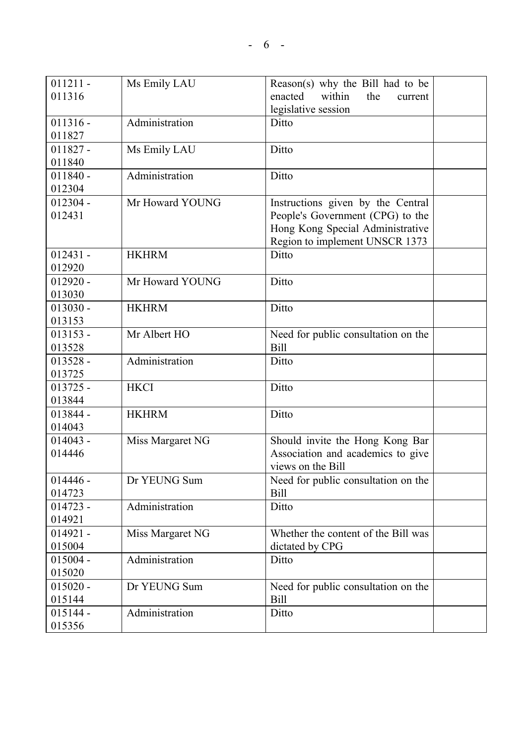| | | | |
|---|---|---|---|
| 011211 - 011316 | Ms Emily LAU | Reason(s) why the Bill had to be enacted within the current legislative session | |
| 011316 - 011827 | Administration | Ditto | |
| 011827 - 011840 | Ms Emily LAU | Ditto | |
| 011840 - 012304 | Administration | Ditto | |
| 012304 - 012431 | Mr Howard YOUNG | Instructions given by the Central People's Government (CPG) to the Hong Kong Special Administrative Region to implement UNSCR 1373 | |
| 012431 - 012920 | HKHRM | Ditto | |
| 012920 - 013030 | Mr Howard YOUNG | Ditto | |
| 013030 - 013153 | HKHRM | Ditto | |
| 013153 - 013528 | Mr Albert HO | Need for public consultation on the Bill | |
| 013528 - 013725 | Administration | Ditto | |
| 013725 - 013844 | HKCI | Ditto | |
| 013844 - 014043 | HKHRM | Ditto | |
| 014043 - 014446 | Miss Margaret NG | Should invite the Hong Kong Bar Association and academics to give views on the Bill | |
| 014446 - 014723 | Dr YEUNG Sum | Need for public consultation on the Bill | |
| 014723 - 014921 | Administration | Ditto | |
| 014921 - 015004 | Miss Margaret NG | Whether the content of the Bill was dictated by CPG | |
| 015004 - 015020 | Administration | Ditto | |
| 015020 - 015144 | Dr YEUNG Sum | Need for public consultation on the Bill | |
| 015144 - 015356 | Administration | Ditto | |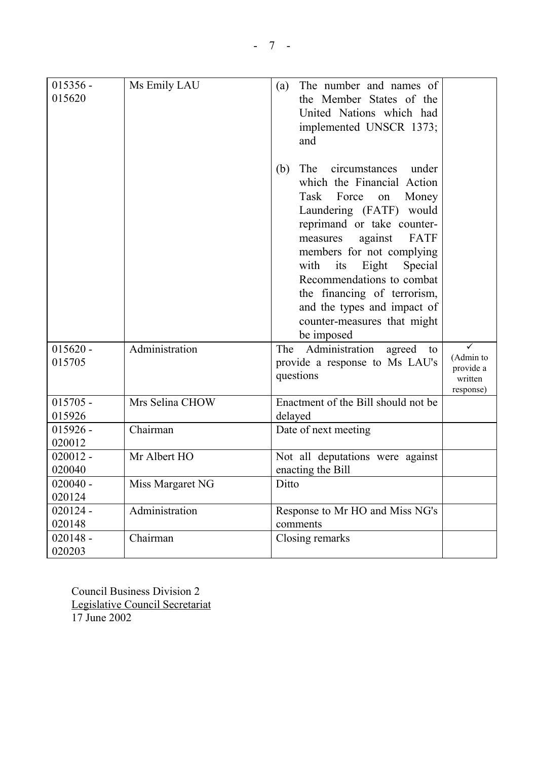| | | | |
|---|---|---|---|
| 015356 - 015620 | Ms Emily LAU | (a) The number and names of the Member States of the United Nations which had implemented UNSCR 1373; and<br><br>(b) The circumstances under which the Financial Action Task Force on Money Laundering (FATF) would reprimand or take counter-measures against FATF members for not complying with its Eight Special Recommendations to combat the financing of terrorism, and the types and impact of counter-measures that might be imposed | |
| 015620 - 015705 | Administration | The Administration agreed to provide a response to Ms LAU's questions | ✓ (Admin to provide a written response) |
| 015705 - 015926 | Mrs Selina CHOW | Enactment of the Bill should not be delayed | |
| 015926 - 020012 | Chairman | Date of next meeting | |
| 020012 - 020040 | Mr Albert HO | Not all deputations were against enacting the Bill | |
| 020040 - 020124 | Miss Margaret NG | Ditto | |
| 020124 - 020148 | Administration | Response to Mr HO and Miss NG's comments | |
| 020148 - 020203 | Chairman | Closing remarks | |

Council Business Division 2
Legislative Council Secretariat
17 June 2002